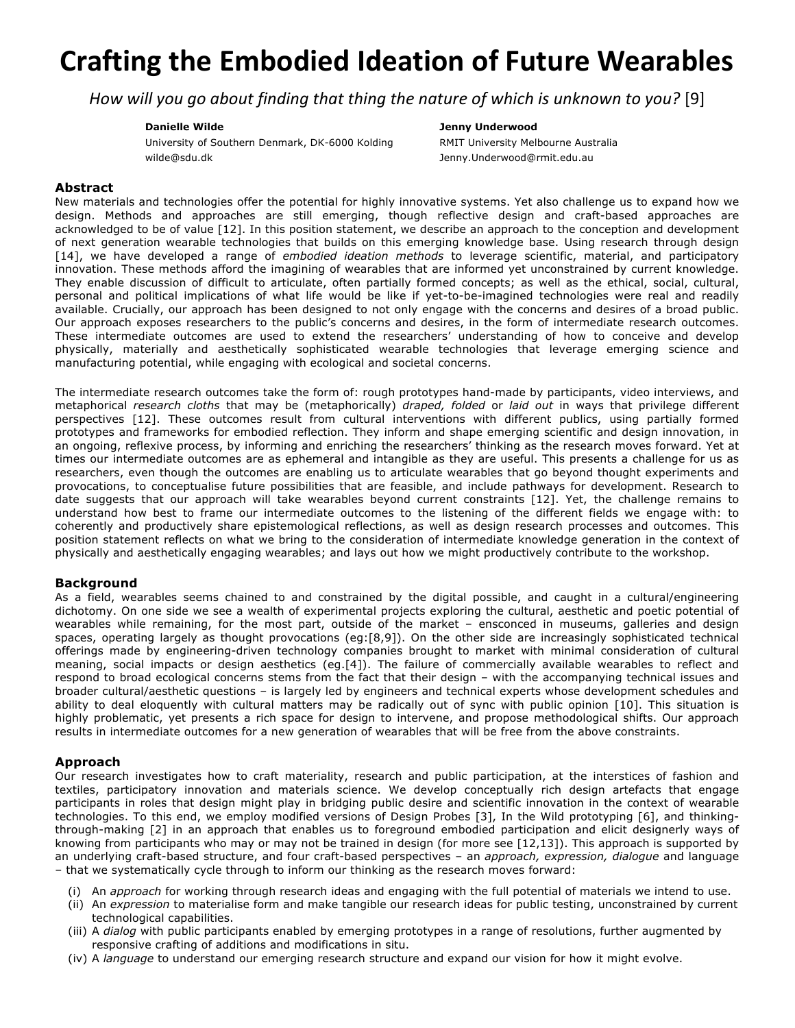# Crafting the Embodied Ideation of Future Wearables

*How will you go about finding that thing the nature of which is unknown to you?* [9]

**Danielle Wilde**
University of Southern Denmark, DK-6000 Kolding
wilde@sdu.dk

**Jenny Underwood**
RMIT University Melbourne Australia
Jenny.Underwood@rmit.edu.au

## Abstract

New materials and technologies offer the potential for highly innovative systems. Yet also challenge us to expand how we design. Methods and approaches are still emerging, though reflective design and craft-based approaches are acknowledged to be of value [12]. In this position statement, we describe an approach to the conception and development of next generation wearable technologies that builds on this emerging knowledge base. Using research through design [14], we have developed a range of *embodied ideation methods* to leverage scientific, material, and participatory innovation. These methods afford the imagining of wearables that are informed yet unconstrained by current knowledge. They enable discussion of difficult to articulate, often partially formed concepts; as well as the ethical, social, cultural, personal and political implications of what life would be like if yet-to-be-imagined technologies were real and readily available. Crucially, our approach has been designed to not only engage with the concerns and desires of a broad public. Our approach exposes researchers to the public's concerns and desires, in the form of intermediate research outcomes. These intermediate outcomes are used to extend the researchers' understanding of how to conceive and develop physically, materially and aesthetically sophisticated wearable technologies that leverage emerging science and manufacturing potential, while engaging with ecological and societal concerns.

The intermediate research outcomes take the form of: rough prototypes hand-made by participants, video interviews, and metaphorical *research cloths* that may be (metaphorically) *draped, folded* or *laid out* in ways that privilege different perspectives [12]. These outcomes result from cultural interventions with different publics, using partially formed prototypes and frameworks for embodied reflection. They inform and shape emerging scientific and design innovation, in an ongoing, reflexive process, by informing and enriching the researchers' thinking as the research moves forward. Yet at times our intermediate outcomes are as ephemeral and intangible as they are useful. This presents a challenge for us as researchers, even though the outcomes are enabling us to articulate wearables that go beyond thought experiments and provocations, to conceptualise future possibilities that are feasible, and include pathways for development. Research to date suggests that our approach will take wearables beyond current constraints [12]. Yet, the challenge remains to understand how best to frame our intermediate outcomes to the listening of the different fields we engage with: to coherently and productively share epistemological reflections, as well as design research processes and outcomes. This position statement reflects on what we bring to the consideration of intermediate knowledge generation in the context of physically and aesthetically engaging wearables; and lays out how we might productively contribute to the workshop.

## Background

As a field, wearables seems chained to and constrained by the digital possible, and caught in a cultural/engineering dichotomy. On one side we see a wealth of experimental projects exploring the cultural, aesthetic and poetic potential of wearables while remaining, for the most part, outside of the market – ensconced in museums, galleries and design spaces, operating largely as thought provocations (eg:[8,9]). On the other side are increasingly sophisticated technical offerings made by engineering-driven technology companies brought to market with minimal consideration of cultural meaning, social impacts or design aesthetics (eg.[4]). The failure of commercially available wearables to reflect and respond to broad ecological concerns stems from the fact that their design – with the accompanying technical issues and broader cultural/aesthetic questions – is largely led by engineers and technical experts whose development schedules and ability to deal eloquently with cultural matters may be radically out of sync with public opinion [10]. This situation is highly problematic, yet presents a rich space for design to intervene, and propose methodological shifts. Our approach results in intermediate outcomes for a new generation of wearables that will be free from the above constraints.

## Approach

Our research investigates how to craft materiality, research and public participation, at the interstices of fashion and textiles, participatory innovation and materials science. We develop conceptually rich design artefacts that engage participants in roles that design might play in bridging public desire and scientific innovation in the context of wearable technologies. To this end, we employ modified versions of Design Probes [3], In the Wild prototyping [6], and thinking-through-making [2] in an approach that enables us to foreground embodied participation and elicit designerly ways of knowing from participants who may or may not be trained in design (for more see [12,13]). This approach is supported by an underlying craft-based structure, and four craft-based perspectives – an *approach, expression, dialogue* and language – that we systematically cycle through to inform our thinking as the research moves forward:

(i) An *approach* for working through research ideas and engaging with the full potential of materials we intend to use.
(ii) An *expression* to materialise form and make tangible our research ideas for public testing, unconstrained by current technological capabilities.
(iii) A *dialog* with public participants enabled by emerging prototypes in a range of resolutions, further augmented by responsive crafting of additions and modifications in situ.
(iv) A *language* to understand our emerging research structure and expand our vision for how it might evolve.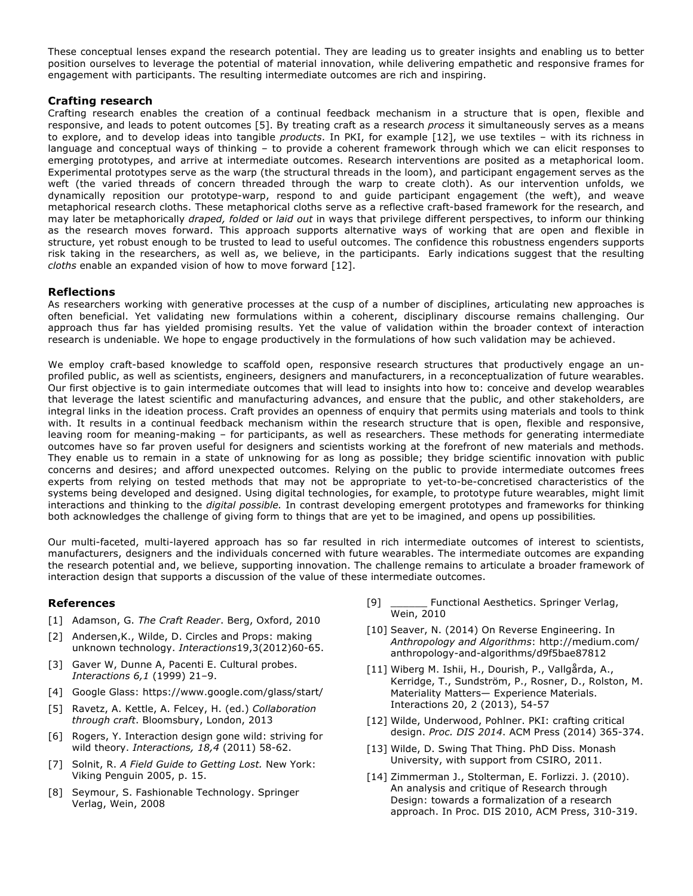These conceptual lenses expand the research potential. They are leading us to greater insights and enabling us to better position ourselves to leverage the potential of material innovation, while delivering empathetic and responsive frames for engagement with participants. The resulting intermediate outcomes are rich and inspiring.

### Crafting research

Crafting research enables the creation of a continual feedback mechanism in a structure that is open, flexible and responsive, and leads to potent outcomes [5]. By treating craft as a research *process* it simultaneously serves as a means to explore, and to develop ideas into tangible *products*. In PKI, for example [12], we use textiles – with its richness in language and conceptual ways of thinking – to provide a coherent framework through which we can elicit responses to emerging prototypes, and arrive at intermediate outcomes. Research interventions are posited as a metaphorical loom. Experimental prototypes serve as the warp (the structural threads in the loom), and participant engagement serves as the weft (the varied threads of concern threaded through the warp to create cloth). As our intervention unfolds, we dynamically reposition our prototype-warp, respond to and guide participant engagement (the weft), and weave metaphorical research cloths. These metaphorical cloths serve as a reflective craft-based framework for the research, and may later be metaphorically *draped, folded* or *laid out* in ways that privilege different perspectives, to inform our thinking as the research moves forward. This approach supports alternative ways of working that are open and flexible in structure, yet robust enough to be trusted to lead to useful outcomes. The confidence this robustness engenders supports risk taking in the researchers, as well as, we believe, in the participants. Early indications suggest that the resulting *cloths* enable an expanded vision of how to move forward [12].

### Reflections

As researchers working with generative processes at the cusp of a number of disciplines, articulating new approaches is often beneficial. Yet validating new formulations within a coherent, disciplinary discourse remains challenging. Our approach thus far has yielded promising results. Yet the value of validation within the broader context of interaction research is undeniable. We hope to engage productively in the formulations of how such validation may be achieved.

We employ craft-based knowledge to scaffold open, responsive research structures that productively engage an un-profiled public, as well as scientists, engineers, designers and manufacturers, in a reconceptualization of future wearables. Our first objective is to gain intermediate outcomes that will lead to insights into how to: conceive and develop wearables that leverage the latest scientific and manufacturing advances, and ensure that the public, and other stakeholders, are integral links in the ideation process. Craft provides an openness of enquiry that permits using materials and tools to think with. It results in a continual feedback mechanism within the research structure that is open, flexible and responsive, leaving room for meaning-making – for participants, as well as researchers. These methods for generating intermediate outcomes have so far proven useful for designers and scientists working at the forefront of new materials and methods. They enable us to remain in a state of unknowing for as long as possible; they bridge scientific innovation with public concerns and desires; and afford unexpected outcomes. Relying on the public to provide intermediate outcomes frees experts from relying on tested methods that may not be appropriate to yet-to-be-concretised characteristics of the systems being developed and designed. Using digital technologies, for example, to prototype future wearables, might limit interactions and thinking to the *digital possible.* In contrast developing emergent prototypes and frameworks for thinking both acknowledges the challenge of giving form to things that are yet to be imagined, and opens up possibilities.

Our multi-faceted, multi-layered approach has so far resulted in rich intermediate outcomes of interest to scientists, manufacturers, designers and the individuals concerned with future wearables. The intermediate outcomes are expanding the research potential and, we believe, supporting innovation. The challenge remains to articulate a broader framework of interaction design that supports a discussion of the value of these intermediate outcomes.

### References

[1] Adamson, G. *The Craft Reader*. Berg, Oxford, 2010

[2] Andersen,K., Wilde, D. Circles and Props: making unknown technology. *Interactions*19,3(2012)60-65.

[3] Gaver W, Dunne A, Pacenti E. Cultural probes. *Interactions 6,1* (1999) 21–9.

[4] Google Glass: https://www.google.com/glass/start/

[5] Ravetz, A. Kettle, A. Felcey, H. (ed.) *Collaboration through craft*. Bloomsbury, London, 2013

[6] Rogers, Y. Interaction design gone wild: striving for wild theory. *Interactions, 18,4* (2011) 58-62.

[7] Solnit, R. *A Field Guide to Getting Lost.* New York: Viking Penguin 2005, p. 15.

[8] Seymour, S. Fashionable Technology. Springer Verlag, Wein, 2008

[9] ______ Functional Aesthetics. Springer Verlag, Wein, 2010

[10] Seaver, N. (2014) On Reverse Engineering. In *Anthropology and Algorithms*: http://medium.com/anthropology-and-algorithms/d9f5bae87812

[11] Wiberg M. Ishii, H., Dourish, P., Vallgårda, A., Kerridge, T., Sundström, P., Rosner, D., Rolston, M. Materiality Matters— Experience Materials. Interactions 20, 2 (2013), 54-57

[12] Wilde, Underwood, Pohlner. PKI: crafting critical design. *Proc. DIS 2014*. ACM Press (2014) 365-374.

[13] Wilde, D. Swing That Thing. PhD Diss. Monash University, with support from CSIRO, 2011.

[14] Zimmerman J., Stolterman, E. Forlizzi. J. (2010). An analysis and critique of Research through Design: towards a formalization of a research approach. In Proc. DIS 2010, ACM Press, 310-319.